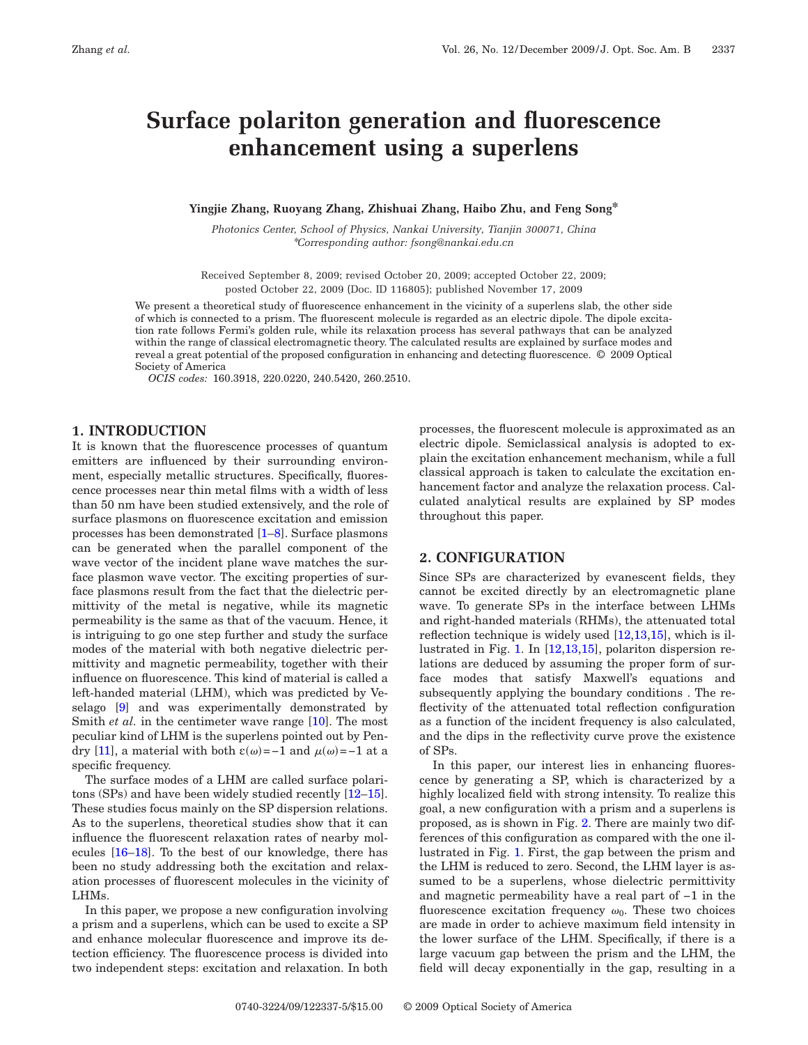# Surface polariton generation and fluorescence enhancement using a superlens

**Yingjie Zhang, Ruoyang Zhang, Zhishuai Zhang, Haibo Zhu, and Feng Song***

*Photonics Center, School of Physics, Nankai University, Tianjin 300071, China*
*\*Corresponding author: fsong@nankai.edu.cn*

Received September 8, 2009; revised October 20, 2009; accepted October 22, 2009; posted October 22, 2009 (Doc. ID 116805); published November 17, 2009

We present a theoretical study of fluorescence enhancement in the vicinity of a superlens slab, the other side of which is connected to a prism. The fluorescent molecule is regarded as an electric dipole. The dipole excitation rate follows Fermi's golden rule, while its relaxation process has several pathways that can be analyzed within the range of classical electromagnetic theory. The calculated results are explained by surface modes and reveal a great potential of the proposed configuration in enhancing and detecting fluorescence. © 2009 Optical Society of America

*OCIS codes:* 160.3918, 220.0220, 240.5420, 260.2510.

## 1. INTRODUCTION

It is known that the fluorescence processes of quantum emitters are influenced by their surrounding environment, especially metallic structures. Specifically, fluorescence processes near thin metal films with a width of less than 50 nm have been studied extensively, and the role of surface plasmons on fluorescence excitation and emission processes has been demonstrated [1–8]. Surface plasmons can be generated when the parallel component of the wave vector of the incident plane wave matches the surface plasmon wave vector. The exciting properties of surface plasmons result from the fact that the dielectric permittivity of the metal is negative, while its magnetic permeability is the same as that of the vacuum. Hence, it is intriguing to go one step further and study the surface modes of the material with both negative dielectric permittivity and magnetic permeability, together with their influence on fluorescence. This kind of material is called a left-handed material (LHM), which was predicted by Veselago [9] and was experimentally demonstrated by Smith *et al.* in the centimeter wave range [10]. The most peculiar kind of LHM is the superlens pointed out by Pendry [11], a material with both $\varepsilon(\omega)=-1$ and $\mu(\omega)=-1$ at a specific frequency.

The surface modes of a LHM are called surface polaritons (SPs) and have been widely studied recently [12–15]. These studies focus mainly on the SP dispersion relations. As to the superlens, theoretical studies show that it can influence the fluorescent relaxation rates of nearby molecules [16–18]. To the best of our knowledge, there has been no study addressing both the excitation and relaxation processes of fluorescent molecules in the vicinity of LHMs.

In this paper, we propose a new configuration involving a prism and a superlens, which can be used to excite a SP and enhance molecular fluorescence and improve its detection efficiency. The fluorescence process is divided into two independent steps: excitation and relaxation. In both processes, the fluorescent molecule is approximated as an electric dipole. Semiclassical analysis is adopted to explain the excitation enhancement mechanism, while a full classical approach is taken to calculate the excitation enhancement factor and analyze the relaxation process. Calculated analytical results are explained by SP modes throughout this paper.

## 2. CONFIGURATION

Since SPs are characterized by evanescent fields, they cannot be excited directly by an electromagnetic plane wave. To generate SPs in the interface between LHMs and right-handed materials (RHMs), the attenuated total reflection technique is widely used [12,13,15], which is illustrated in Fig. 1. In [12,13,15], polariton dispersion relations are deduced by assuming the proper form of surface modes that satisfy Maxwell's equations and subsequently applying the boundary conditions . The reflectivity of the attenuated total reflection configuration as a function of the incident frequency is also calculated, and the dips in the reflectivity curve prove the existence of SPs.

In this paper, our interest lies in enhancing fluorescence by generating a SP, which is characterized by a highly localized field with strong intensity. To realize this goal, a new configuration with a prism and a superlens is proposed, as is shown in Fig. 2. There are mainly two differences of this configuration as compared with the one illustrated in Fig. 1. First, the gap between the prism and the LHM is reduced to zero. Second, the LHM layer is assumed to be a superlens, whose dielectric permittivity and magnetic permeability have a real part of −1 in the fluorescence excitation frequency $\omega_0$. These two choices are made in order to achieve maximum field intensity in the lower surface of the LHM. Specifically, if there is a large vacuum gap between the prism and the LHM, the field will decay exponentially in the gap, resulting in a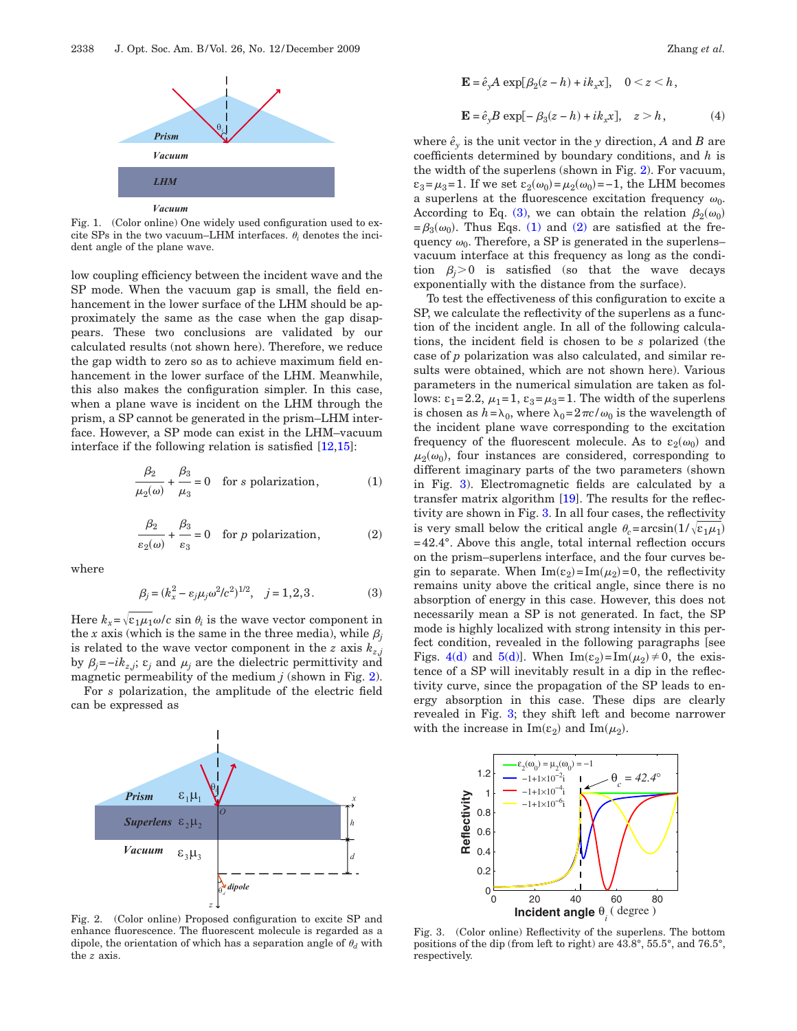Fig. 1. (Color online) One widely used configuration used to excite SPs in the two vacuum–LHM interfaces. $\theta_i$ denotes the incident angle of the plane wave.

low coupling efficiency between the incident wave and the SP mode. When the vacuum gap is small, the field enhancement in the lower surface of the LHM should be approximately the same as the case when the gap disappears. These two conclusions are validated by our calculated results (not shown here). Therefore, we reduce the gap width to zero so as to achieve maximum field enhancement in the lower surface of the LHM. Meanwhile, this also makes the configuration simpler. In this case, when a plane wave is incident on the LHM through the prism, a SP cannot be generated in the prism–LHM interface. However, a SP mode can exist in the LHM–vacuum interface if the following relation is satisfied [12,15]:

$$\frac{\beta_2}{\mu_2(\omega)} + \frac{\beta_3}{\mu_3} = 0 \quad \text{for } s \text{ polarization}, \tag{1}$$

$$\frac{\beta_2}{\varepsilon_2(\omega)} + \frac{\beta_3}{\varepsilon_3} = 0 \quad \text{for } p \text{ polarization}, \tag{2}$$

where

$$\beta_j = (k_x^2 - \varepsilon_j \mu_j \omega^2/c^2)^{1/2}, \quad j = 1,2,3. \tag{3}$$

Here $k_x = \sqrt{\varepsilon_1 \mu_1}\omega/c \sin \theta_i$ is the wave vector component in the $x$ axis (which is the same in the three media), while $\beta_j$ is related to the wave vector component in the $z$ axis $k_{z,j}$ by $\beta_j = -ik_{z,j}$; $\varepsilon_j$ and $\mu_j$ are the dielectric permittivity and magnetic permeability of the medium $j$ (shown in Fig. 2).

For $s$ polarization, the amplitude of the electric field can be expressed as

$$\mathbf{E} = \hat{e}_y A \exp[\beta_2(z-h) + ik_x x], \quad 0 < z < h,$$

$$\mathbf{E} = \hat{e}_y B \exp[-\beta_3(z-h) + ik_x x], \quad z > h, \tag{4}$$

where $\hat{e}_y$ is the unit vector in the $y$ direction, $A$ and $B$ are coefficients determined by boundary conditions, and $h$ is the width of the superlens (shown in Fig. 2). For vacuum, $\varepsilon_3 = \mu_3 = 1$. If we set $\varepsilon_2(\omega_0) = \mu_2(\omega_0) = -1$, the LHM becomes a superlens at the fluorescence excitation frequency $\omega_0$. According to Eq. (3), we can obtain the relation $\beta_2(\omega_0) = \beta_3(\omega_0)$. Thus Eqs. (1) and (2) are satisfied at the frequency $\omega_0$. Therefore, a SP is generated in the superlens–vacuum interface at this frequency as long as the condition $\beta_j > 0$ is satisfied (so that the wave decays exponentially with the distance from the surface).

To test the effectiveness of this configuration to excite a SP, we calculate the reflectivity of the superlens as a function of the incident angle. In all of the following calculations, the incident field is chosen to be $s$ polarized (the case of $p$ polarization was also calculated, and similar results were obtained, which are not shown here). Various parameters in the numerical simulation are taken as follows: $\varepsilon_1 = 2.2$, $\mu_1 = 1$, $\varepsilon_3 = \mu_3 = 1$. The width of the superlens is chosen as $h = \lambda_0$, where $\lambda_0 = 2\pi c/\omega_0$ is the wavelength of the incident plane wave corresponding to the excitation frequency of the fluorescent molecule. As to $\varepsilon_2(\omega_0)$ and $\mu_2(\omega_0)$, four instances are considered, corresponding to different imaginary parts of the two parameters (shown in Fig. 3). Electromagnetic fields are calculated by a transfer matrix algorithm [19]. The results for the reflectivity are shown in Fig. 3. In all four cases, the reflectivity is very small below the critical angle $\theta_c = \arcsin(1/\sqrt{\varepsilon_1 \mu_1}) = 42.4°$. Above this angle, total internal reflection occurs on the prism–superlens interface, and the four curves begin to separate. When $\text{Im}(\varepsilon_2) = \text{Im}(\mu_2) = 0$, the reflectivity remains unity above the critical angle, since there is no absorption of energy in this case. However, this does not necessarily mean a SP is not generated. In fact, the SP mode is highly localized with strong intensity in this perfect condition, revealed in the following paragraphs [see Figs. 4(d) and 5(d)]. When $\text{Im}(\varepsilon_2) = \text{Im}(\mu_2) \neq 0$, the existence of a SP will inevitably result in a dip in the reflectivity curve, since the propagation of the SP leads to energy absorption in this case. These dips are clearly revealed in Fig. 3; they shift left and become narrower with the increase in $\text{Im}(\varepsilon_2)$ and $\text{Im}(\mu_2)$.

Fig. 2. (Color online) Proposed configuration to excite SP and enhance fluorescence. The fluorescent molecule is regarded as a dipole, the orientation of which has a separation angle of $\theta_d$ with the $z$ axis.

Fig. 3. (Color online) Reflectivity of the superlens. The bottom positions of the dip (from left to right) are 43.8°, 55.5°, and 76.5°, respectively.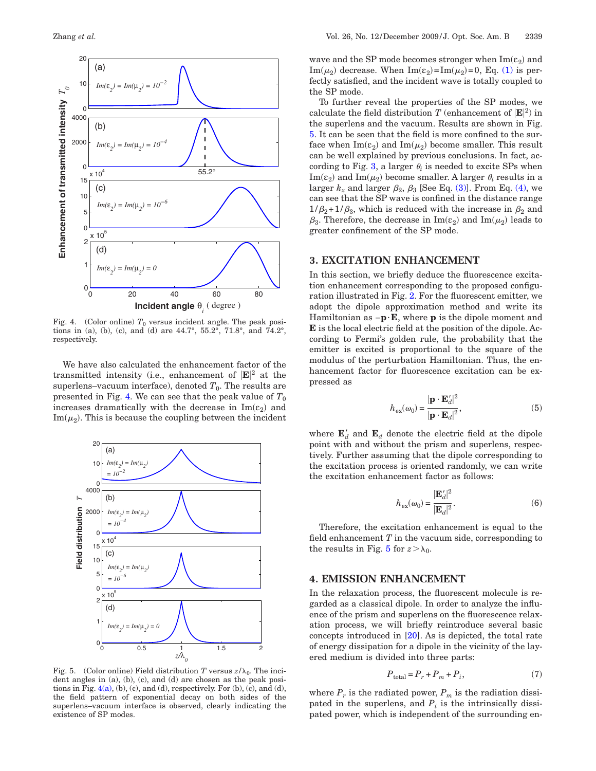Fig. 4. (Color online) $T_0$ versus incident angle. The peak positions in (a), (b), (c), and (d) are 44.7°, 55.2°, 71.8°, and 74.2°, respectively.

We have also calculated the enhancement factor of the transmitted intensity (i.e., enhancement of $|\mathbf{E}|^2$ at the superlens–vacuum interface), denoted $T_0$. The results are presented in Fig. 4. We can see that the peak value of $T_0$ increases dramatically with the decrease in $\mathrm{Im}(\varepsilon_2)$ and $\mathrm{Im}(\mu_2)$. This is because the coupling between the incident wave and the SP mode becomes stronger when $\mathrm{Im}(\varepsilon_2)$ and $\mathrm{Im}(\mu_2)$ decrease. When $\mathrm{Im}(\varepsilon_2)=\mathrm{Im}(\mu_2)=0$, Eq. (1) is perfectly satisfied, and the incident wave is totally coupled to the SP mode.

Fig. 5. (Color online) Field distribution $T$ versus $z/\lambda_0$. The incident angles in (a), (b), (c), and (d) are chosen as the peak positions in Fig. 4(a), (b), (c), and (d), respectively. For (b), (c), and (d), the field pattern of exponential decay on both sides of the superlens–vacuum interface is observed, clearly indicating the existence of SP modes.

To further reveal the properties of the SP modes, we calculate the field distribution $T$ (enhancement of $|\mathbf{E}|^2$) in the superlens and the vacuum. Results are shown in Fig. 5. It can be seen that the field is more confined to the surface when $\mathrm{Im}(\varepsilon_2)$ and $\mathrm{Im}(\mu_2)$ become smaller. This result can be well explained by previous conclusions. In fact, according to Fig. 3, a larger $\theta_i$ is needed to excite SPs when $\mathrm{Im}(\varepsilon_2)$ and $\mathrm{Im}(\mu_2)$ become smaller. A larger $\theta_i$ results in a larger $k_x$ and larger $\beta_2$, $\beta_3$ [See Eq. (3)]. From Eq. (4), we can see that the SP wave is confined in the distance range $1/\beta_2+1/\beta_3$, which is reduced with the increase in $\beta_2$ and $\beta_3$. Therefore, the decrease in $\mathrm{Im}(\varepsilon_2)$ and $\mathrm{Im}(\mu_2)$ leads to greater confinement of the SP mode.

## 3. EXCITATION ENHANCEMENT

In this section, we briefly deduce the fluorescence excitation enhancement corresponding to the proposed configuration illustrated in Fig. 2. For the fluorescent emitter, we adopt the dipole approximation method and write its Hamiltonian as $-\mathbf{p}\cdot\mathbf{E}$, where $\mathbf{p}$ is the dipole moment and $\mathbf{E}$ is the local electric field at the position of the dipole. According to Fermi's golden rule, the probability that the emitter is excited is proportional to the square of the modulus of the perturbation Hamiltonian. Thus, the enhancement factor for fluorescence excitation can be expressed as

$$h_{\mathrm{ex}}(\omega_0)=\frac{|\mathbf{p}\cdot\mathbf{E}_d'|^2}{|\mathbf{p}\cdot\mathbf{E}_d|^2}, \tag{5}$$

where $\mathbf{E}_d'$ and $\mathbf{E}_d$ denote the electric field at the dipole point with and without the prism and superlens, respectively. Further assuming that the dipole corresponding to the excitation process is oriented randomly, we can write the excitation enhancement factor as follows:

$$h_{\mathrm{ex}}(\omega_0)=\frac{|\mathbf{E}_d'|^2}{|\mathbf{E}_d|^2}. \tag{6}$$

Therefore, the excitation enhancement is equal to the field enhancement $T$ in the vacuum side, corresponding to the results in Fig. 5 for $z>\lambda_0$.

## 4. EMISSION ENHANCEMENT

In the relaxation process, the fluorescent molecule is regarded as a classical dipole. In order to analyze the influence of the prism and superlens on the fluorescence relaxation process, we will briefly reintroduce several basic concepts introduced in [20]. As is depicted, the total rate of energy dissipation for a dipole in the vicinity of the layered medium is divided into three parts:

$$P_{\mathrm{total}}=P_r+P_m+P_i, \tag{7}$$

where $P_r$ is the radiated power, $P_m$ is the radiation dissipated in the superlens, and $P_i$ is the intrinsically dissipated power, which is independent of the surrounding en-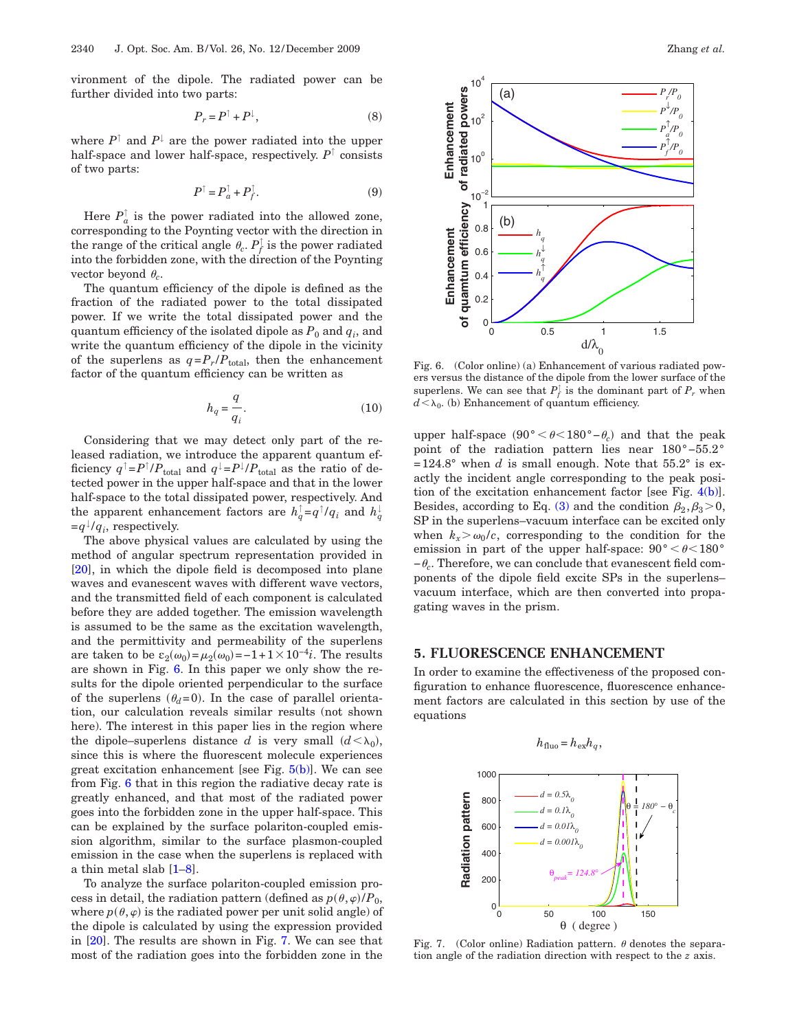vironment of the dipole. The radiated power can be further divided into two parts:

$$P_r = P^{\uparrow} + P^{\downarrow}, \tag{8}$$

where $P^{\uparrow}$ and $P^{\downarrow}$ are the power radiated into the upper half-space and lower half-space, respectively. $P^{\uparrow}$ consists of two parts:

$$P^{\uparrow} = P_a^{\uparrow} + P_f^{\uparrow}. \tag{9}$$

Here $P_a^{\uparrow}$ is the power radiated into the allowed zone, corresponding to the Poynting vector with the direction in the range of the critical angle $\theta_c$. $P_f^{\uparrow}$ is the power radiated into the forbidden zone, with the direction of the Poynting vector beyond $\theta_c$.

The quantum efficiency of the dipole is defined as the fraction of the radiated power to the total dissipated power. If we write the total dissipated power and the quantum efficiency of the isolated dipole as $P_0$ and $q_i$, and write the quantum efficiency of the dipole in the vicinity of the superlens as $q = P_r/P_{\text{total}}$, then the enhancement factor of the quantum efficiency can be written as

$$h_q = \frac{q}{q_i}. \tag{10}$$

Considering that we may detect only part of the released radiation, we introduce the apparent quantum efficiency $q^{\uparrow} = P^{\uparrow}/P_{\text{total}}$ and $q^{\downarrow} = P^{\downarrow}/P_{\text{total}}$ as the ratio of detected power in the upper half-space and that in the lower half-space to the total dissipated power, respectively. And the apparent enhancement factors are $h_q^{\uparrow} = q^{\uparrow}/q_i$ and $h_q^{\downarrow} = q^{\downarrow}/q_i$, respectively.

The above physical values are calculated by using the method of angular spectrum representation provided in [20], in which the dipole field is decomposed into plane waves and evanescent waves with different wave vectors, and the transmitted field of each component is calculated before they are added together. The emission wavelength is assumed to be the same as the excitation wavelength, and the permittivity and permeability of the superlens are taken to be $\varepsilon_2(\omega_0) = \mu_2(\omega_0) = -1 + 1 \times 10^{-4} i$. The results are shown in Fig. 6. In this paper we only show the results for the dipole oriented perpendicular to the surface of the superlens ($\theta_d = 0$). In the case of parallel orientation, our calculation reveals similar results (not shown here). The interest in this paper lies in the region where the dipole–superlens distance $d$ is very small ($d < \lambda_0$), since this is where the fluorescent molecule experiences great excitation enhancement [see Fig. 5(b)]. We can see from Fig. 6 that in this region the radiative decay rate is greatly enhanced, and that most of the radiated power goes into the forbidden zone in the upper half-space. This can be explained by the surface polariton-coupled emission algorithm, similar to the surface plasmon-coupled emission in the case when the superlens is replaced with a thin metal slab [1–8].

To analyze the surface polariton-coupled emission process in detail, the radiation pattern (defined as $p(\theta,\varphi)/P_0$, where $p(\theta,\varphi)$ is the radiated power per unit solid angle) of the dipole is calculated by using the expression provided in [20]. The results are shown in Fig. 7. We can see that most of the radiation goes into the forbidden zone in the upper half-space ($90° < \theta < 180° - \theta_c$) and that the peak point of the radiation pattern lies near $180° - 55.2° = 124.8°$ when $d$ is small enough. Note that $55.2°$ is exactly the incident angle corresponding to the peak position of the excitation enhancement factor [see Fig. 4(b)]. Besides, according to Eq. (3) and the condition $\beta_2, \beta_3 > 0$, SP in the superlens–vacuum interface can be excited only when $k_x > \omega_0/c$, corresponding to the condition for the emission in part of the upper half-space: $90° < \theta < 180° - \theta_c$. Therefore, we can conclude that evanescent field components of the dipole field excite SPs in the superlens–vacuum interface, which are then converted into propagating waves in the prism.

Fig. 6. (Color online) (a) Enhancement of various radiated powers versus the distance of the dipole from the lower surface of the superlens. We can see that $P_f^{\uparrow}$ is the dominant part of $P_r$ when $d < \lambda_0$. (b) Enhancement of quantum efficiency.

## 5. FLUORESCENCE ENHANCEMENT

In order to examine the effectiveness of the proposed configuration to enhance fluorescence, fluorescence enhancement factors are calculated in this section by use of the equations

$$h_{\text{fluo}} = h_{\text{ex}} h_q,$$

Fig. 7. (Color online) Radiation pattern. $\theta$ denotes the separation angle of the radiation direction with respect to the $z$ axis.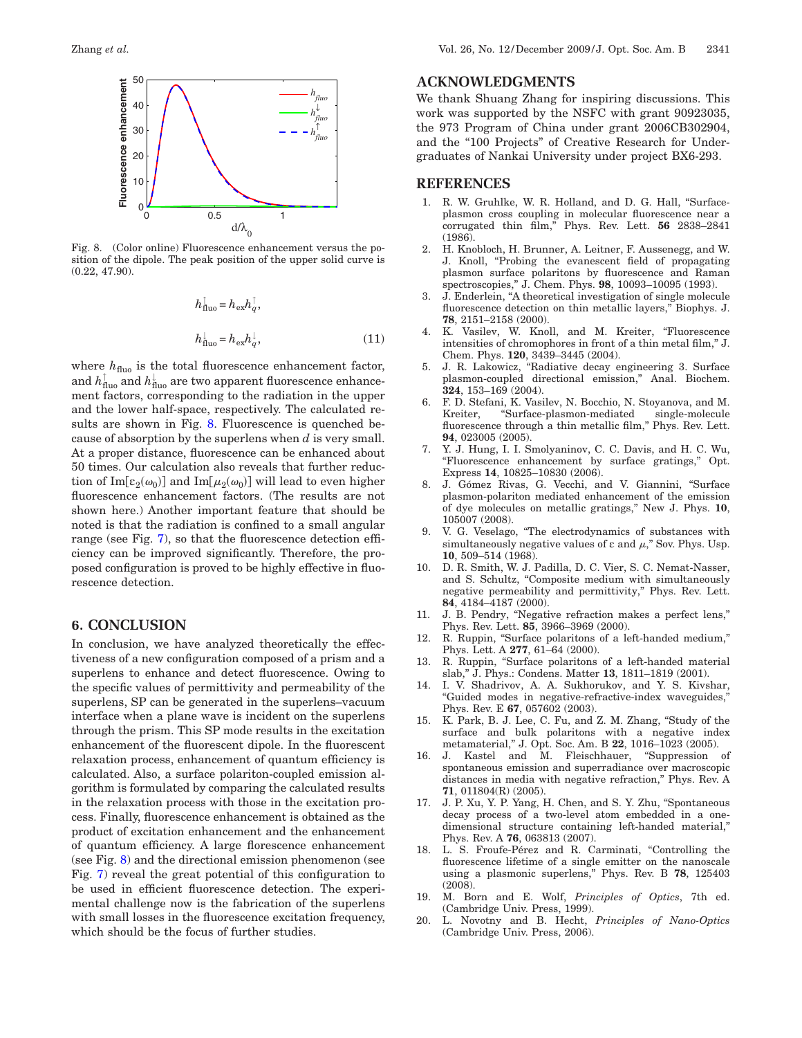Fluorescence enhancement

50

40

30

20

10

0

0

0.5

1

$d/\lambda_0$

$h_{fluo}$

$h^{\downarrow}_{fluo}$

$h^{\uparrow}_{fluo}$

Fig. 8. (Color online) Fluorescence enhancement versus the position of the dipole. The peak position of the upper solid curve is (0.22, 47.90).

$$h^{\uparrow}_{\text{fluo}} = h_{\text{ex}} h^{\uparrow}_{q},$$

$$h^{\downarrow}_{\text{fluo}} = h_{\text{ex}} h^{\downarrow}_{q}, \tag{11}$$

where $h_{\text{fluo}}$ is the total fluorescence enhancement factor, and $h^{\uparrow}_{\text{fluo}}$ and $h^{\downarrow}_{\text{fluo}}$ are two apparent fluorescence enhancement factors, corresponding to the radiation in the upper and the lower half-space, respectively. The calculated results are shown in Fig. 8. Fluorescence is quenched because of absorption by the superlens when $d$ is very small. At a proper distance, fluorescence can be enhanced about 50 times. Our calculation also reveals that further reduction of $\text{Im}[\varepsilon_2(\omega_0)]$ and $\text{Im}[\mu_2(\omega_0)]$ will lead to even higher fluorescence enhancement factors. (The results are not shown here.) Another important feature that should be noted is that the radiation is confined to a small angular range (see Fig. 7), so that the fluorescence detection efficiency can be improved significantly. Therefore, the proposed configuration is proved to be highly effective in fluorescence detection.

## 6. CONCLUSION

In conclusion, we have analyzed theoretically the effectiveness of a new configuration composed of a prism and a superlens to enhance and detect fluorescence. Owing to the specific values of permittivity and permeability of the superlens, SP can be generated in the superlens–vacuum interface when a plane wave is incident on the superlens through the prism. This SP mode results in the excitation enhancement of the fluorescent dipole. In the fluorescent relaxation process, enhancement of quantum efficiency is calculated. Also, a surface polariton-coupled emission algorithm is formulated by comparing the calculated results in the relaxation process with those in the excitation process. Finally, fluorescence enhancement is obtained as the product of excitation enhancement and the enhancement of quantum efficiency. A large florescence enhancement (see Fig. 8) and the directional emission phenomenon (see Fig. 7) reveal the great potential of this configuration to be used in efficient fluorescence detection. The experimental challenge now is the fabrication of the superlens with small losses in the fluorescence excitation frequency, which should be the focus of further studies.

## ACKNOWLEDGMENTS

We thank Shuang Zhang for inspiring discussions. This work was supported by the NSFC with grant 90923035, the 973 Program of China under grant 2006CB302904, and the "100 Projects" of Creative Research for Undergraduates of Nankai University under project BX6-293.

## REFERENCES

1. R. W. Gruhlke, W. R. Holland, and D. G. Hall, "Surface-plasmon cross coupling in molecular fluorescence near a corrugated thin film," Phys. Rev. Lett. **56** 2838–2841 (1986).
2. H. Knobloch, H. Brunner, A. Leitner, F. Aussenegg, and W. J. Knoll, "Probing the evanescent field of propagating plasmon surface polaritons by fluorescence and Raman spectroscopies," J. Chem. Phys. **98**, 10093–10095 (1993).
3. J. Enderlein, "A theoretical investigation of single molecule fluorescence detection on thin metallic layers," Biophys. J. **78**, 2151–2158 (2000).
4. K. Vasilev, W. Knoll, and M. Kreiter, "Fluorescence intensities of chromophores in front of a thin metal film," J. Chem. Phys. **120**, 3439–3445 (2004).
5. J. R. Lakowicz, "Radiative decay engineering 3. Surface plasmon-coupled directional emission," Anal. Biochem. **324**, 153–169 (2004).
6. F. D. Stefani, K. Vasilev, N. Bocchio, N. Stoyanova, and M. Kreiter, "Surface-plasmon-mediated single-molecule fluorescence through a thin metallic film," Phys. Rev. Lett. **94**, 023005 (2005).
7. Y. J. Hung, I. I. Smolyaninov, C. C. Davis, and H. C. Wu, "Fluorescence enhancement by surface gratings," Opt. Express **14**, 10825–10830 (2006).
8. J. Gómez Rivas, G. Vecchi, and V. Giannini, "Surface plasmon-polariton mediated enhancement of the emission of dye molecules on metallic gratings," New J. Phys. **10**, 105007 (2008).
9. V. G. Veselago, "The electrodynamics of substances with simultaneously negative values of ε and μ," Sov. Phys. Usp. **10**, 509–514 (1968).
10. D. R. Smith, W. J. Padilla, D. C. Vier, S. C. Nemat-Nasser, and S. Schultz, "Composite medium with simultaneously negative permeability and permittivity," Phys. Rev. Lett. **84**, 4184–4187 (2000).
11. J. B. Pendry, "Negative refraction makes a perfect lens," Phys. Rev. Lett. **85**, 3966–3969 (2000).
12. R. Ruppin, "Surface polaritons of a left-handed medium," Phys. Lett. A **277**, 61–64 (2000).
13. R. Ruppin, "Surface polaritons of a left-handed material slab," J. Phys.: Condens. Matter **13**, 1811–1819 (2001).
14. I. V. Shadrivov, A. A. Sukhorukov, and Y. S. Kivshar, "Guided modes in negative-refractive-index waveguides," Phys. Rev. E **67**, 057602 (2003).
15. K. Park, B. J. Lee, C. Fu, and Z. M. Zhang, "Study of the surface and bulk polaritons with a negative index metamaterial," J. Opt. Soc. Am. B **22**, 1016–1023 (2005).
16. J. Kastel and M. Fleischhauer, "Suppression of spontaneous emission and superradiance over macroscopic distances in media with negative refraction," Phys. Rev. A **71**, 011804(R) (2005).
17. J. P. Xu, Y. P. Yang, H. Chen, and S. Y. Zhu, "Spontaneous decay process of a two-level atom embedded in a one-dimensional structure containing left-handed material," Phys. Rev. A **76**, 063813 (2007).
18. L. S. Froufe-Pérez and R. Carminati, "Controlling the fluorescence lifetime of a single emitter on the nanoscale using a plasmonic superlens," Phys. Rev. B **78**, 125403 (2008).
19. M. Born and E. Wolf, *Principles of Optics*, 7th ed. (Cambridge Univ. Press, 1999).
20. L. Novotny and B. Hecht, *Principles of Nano-Optics* (Cambridge Univ. Press, 2006).